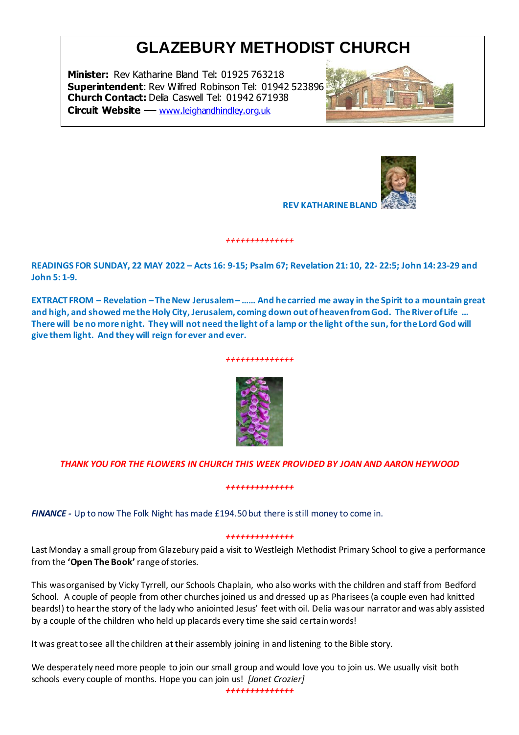# GLAZEBURY METHODIST CHURCH

**Minister:** Rev Katharine Bland Tel: 01925 763218
**Superintendent**: Rev Wilfred Robinson Tel: 01942 523896
**Church Contact:** Delia Caswell Tel: 01942 671938
**Circuit Website —** www.leighandhindley.org.uk

**REV KATHARINE BLAND**

++++++++++++++

**READINGS FOR SUNDAY, 22 MAY 2022 – Acts 16: 9-15; Psalm 67; Revelation 21: 10, 22- 22:5; John 14: 23-29 and John 5: 1-9.**

**EXTRACT FROM – Revelation – The New Jerusalem – …… And he carried me away in the Spirit to a mountain great and high, and showed me the Holy City, Jerusalem, coming down out of heaven from God. The River of Life … There will be no more night. They will not need the light of a lamp or the light of the sun, for the Lord God will give them light. And they will reign for ever and ever.**

++++++++++++++

*THANK YOU FOR THE FLOWERS IN CHURCH THIS WEEK PROVIDED BY JOAN AND AARON HEYWOOD*

++++++++++++++

***FINANCE -*** Up to now The Folk Night has made £194.50 but there is still money to come in.

++++++++++++++

Last Monday a small group from Glazebury paid a visit to Westleigh Methodist Primary School to give a performance from the **'Open The Book'** range of stories.

This was organised by Vicky Tyrrell, our Schools Chaplain, who also works with the children and staff from Bedford School. A couple of people from other churches joined us and dressed up as Pharisees (a couple even had knitted beards!) to hear the story of the lady who anointed Jesus' feet with oil. Delia was our narrator and was ably assisted by a couple of the children who held up placards every time she said certain words!

It was great to see all the children at their assembly joining in and listening to the Bible story.

We desperately need more people to join our small group and would love you to join us. We usually visit both schools every couple of months. Hope you can join us! *[Janet Crozier]*

++++++++++++++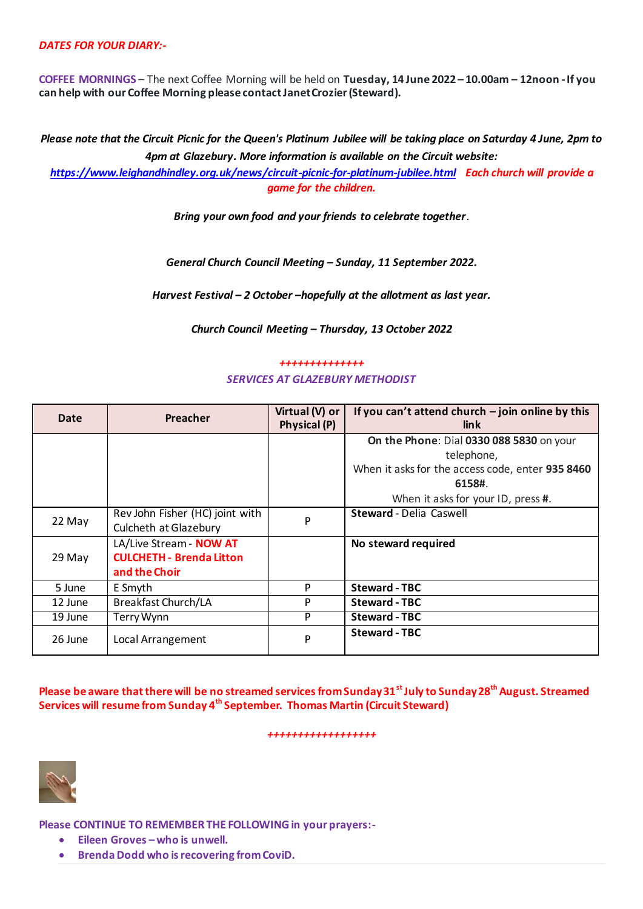*DATES FOR YOUR DIARY:-*

**COFFEE MORNINGS** – The next Coffee Morning will be held on **Tuesday, 14 June 2022 – 10.00am – 12noon - If you can help with our Coffee Morning please contact Janet Crozier (Steward).**

***Please note that the Circuit Picnic for the Queen's Platinum Jubilee will be taking place on Saturday 4 June, 2pm to 4pm at Glazebury. More information is available on the Circuit website:***
***https://www.leighandhindley.org.uk/news/circuit-picnic-for-platinum-jubilee.html*** ***Each church will provide a game for the children.***

***Bring your own food and your friends to celebrate together.***

***General Church Council Meeting – Sunday, 11 September 2022.***

***Harvest Festival – 2 October –hopefully at the allotment as last year.***

***Church Council Meeting – Thursday, 13 October 2022***

++++++++++++++

*SERVICES AT GLAZEBURY METHODIST*

| Date | Preacher | Virtual (V) or Physical (P) | If you can't attend church – join online by this link |
|---|---|---|---|
| | | | **On the Phone**: Dial **0330 088 5830** on your telephone, When it asks for the access code, enter **935 8460 6158#**. When it asks for your ID, press **#**. |
| 22 May | Rev John Fisher (HC) joint with Culcheth at Glazebury | P | **Steward** - Delia Caswell |
| 29 May | LA/Live Stream - **NOW AT CULCHETH - Brenda Litton and the Choir** | | **No steward required** |
| 5 June | E Smyth | P | **Steward - TBC** |
| 12 June | Breakfast Church/LA | P | **Steward - TBC** |
| 19 June | Terry Wynn | P | **Steward - TBC** |
| 26 June | Local Arrangement | P | **Steward - TBC** |

**Please be aware that there will be no streamed services from Sunday 31st July to Sunday 28th August. Streamed Services will resume from Sunday 4th September. Thomas Martin (Circuit Steward)**

++++++++++++++++++

**Please CONTINUE TO REMEMBER THE FOLLOWING in your prayers:-**

- **Eileen Groves – who is unwell.**
- **Brenda Dodd who is recovering from CoviD.**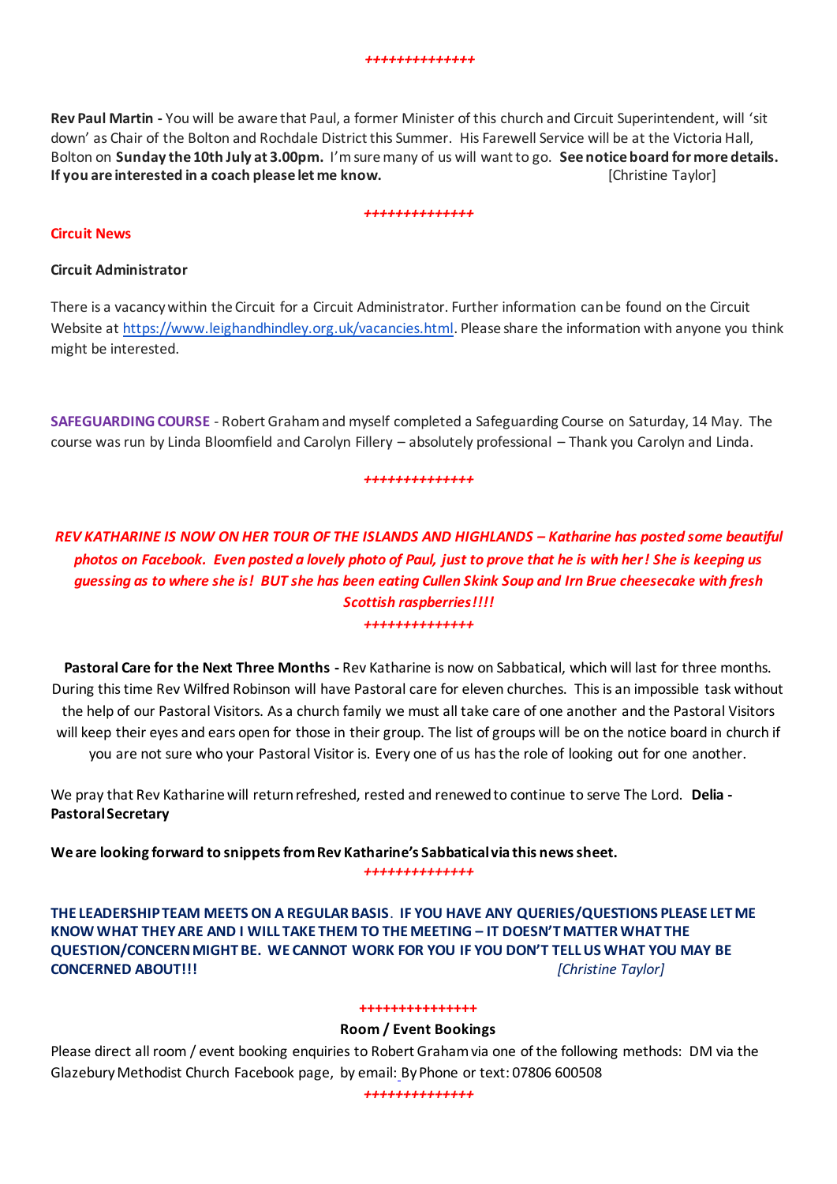*++++++++++++++*

**Rev Paul Martin -** You will be aware that Paul, a former Minister of this church and Circuit Superintendent, will 'sit down' as Chair of the Bolton and Rochdale District this Summer. His Farewell Service will be at the Victoria Hall, Bolton on **Sunday the 10th July at 3.00pm.** I'm sure many of us will want to go. **See notice board for more details. If you are interested in a coach please let me know.** [Christine Taylor]

*++++++++++++++*

**Circuit News**

**Circuit Administrator**

There is a vacancy within the Circuit for a Circuit Administrator. Further information can be found on the Circuit Website at https://www.leighandhindley.org.uk/vacancies.html. Please share the information with anyone you think might be interested.

**SAFEGUARDING COURSE** - Robert Graham and myself completed a Safeguarding Course on Saturday, 14 May. The course was run by Linda Bloomfield and Carolyn Fillery – absolutely professional – Thank you Carolyn and Linda.

*++++++++++++++*

***REV KATHARINE IS NOW ON HER TOUR OF THE ISLANDS AND HIGHLANDS – Katharine has posted some beautiful photos on Facebook. Even posted a lovely photo of Paul, just to prove that he is with her! She is keeping us guessing as to where she is! BUT she has been eating Cullen Skink Soup and Irn Brue cheesecake with fresh Scottish raspberries!!!!***

*++++++++++++++*

**Pastoral Care for the Next Three Months -** Rev Katharine is now on Sabbatical, which will last for three months. During this time Rev Wilfred Robinson will have Pastoral care for eleven churches. This is an impossible task without the help of our Pastoral Visitors. As a church family we must all take care of one another and the Pastoral Visitors will keep their eyes and ears open for those in their group. The list of groups will be on the notice board in church if you are not sure who your Pastoral Visitor is. Every one of us has the role of looking out for one another.

We pray that Rev Katharine will return refreshed, rested and renewed to continue to serve The Lord. **Delia - Pastoral Secretary**

**We are looking forward to snippets from Rev Katharine's Sabbatical via this news sheet.**

*++++++++++++++*

**THE LEADERSHIP TEAM MEETS ON A REGULAR BASIS. IF YOU HAVE ANY QUERIES/QUESTIONS PLEASE LET ME KNOW WHAT THEY ARE AND I WILL TAKE THEM TO THE MEETING – IT DOESN'T MATTER WHAT THE QUESTION/CONCERN MIGHT BE. WE CANNOT WORK FOR YOU IF YOU DON'T TELL US WHAT YOU MAY BE CONCERNED ABOUT!!!** *[Christine Taylor]*

**+++++++++++++++**

**Room / Event Bookings**

Please direct all room / event booking enquiries to Robert Graham via one of the following methods: DM via the Glazebury Methodist Church Facebook page, by email: By Phone or text: 07806 600508

*++++++++++++++*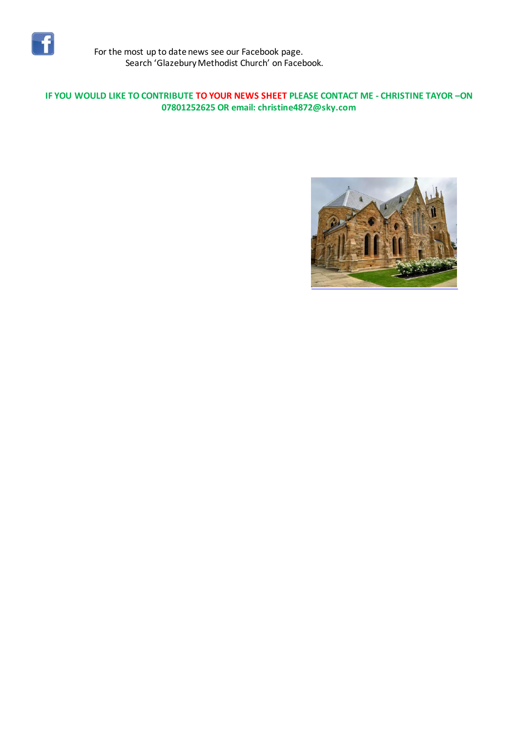For the most up to date news see our Facebook page.
Search 'Glazebury Methodist Church' on Facebook.

**IF YOU WOULD LIKE TO CONTRIBUTE TO YOUR NEWS SHEET PLEASE CONTACT ME - CHRISTINE TAYOR –ON 07801252625 OR email: christine4872@sky.com**